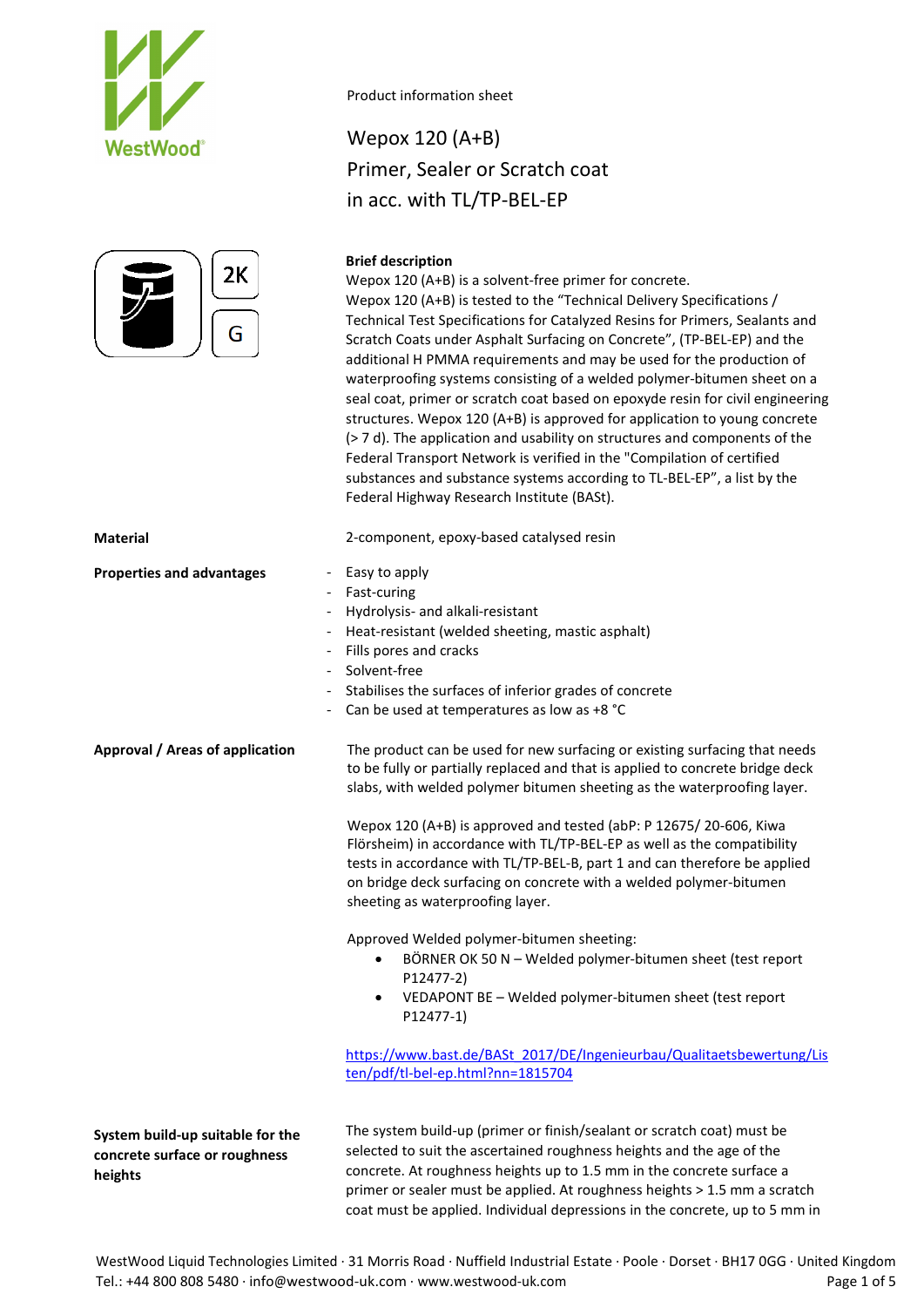Product information sheet

# Wepox 120 (A+B)
# Primer, Sealer or Scratch coat
# in acc. with TL/TP-BEL-EP

2K

G

**Brief description**

Wepox 120 (A+B) is a solvent-free primer for concrete.
Wepox 120 (A+B) is tested to the “Technical Delivery Specifications / Technical Test Specifications for Catalyzed Resins for Primers, Sealants and Scratch Coats under Asphalt Surfacing on Concrete”, (TP-BEL-EP) and the additional H PMMA requirements and may be used for the production of waterproofing systems consisting of a welded polymer-bitumen sheet on a seal coat, primer or scratch coat based on epoxyde resin for civil engineering structures. Wepox 120 (A+B) is approved for application to young concrete (> 7 d). The application and usability on structures and components of the Federal Transport Network is verified in the "Compilation of certified substances and substance systems according to TL-BEL-EP”, a list by the Federal Highway Research Institute (BASt).

**Material**

2-component, epoxy-based catalysed resin

**Properties and advantages**

- Easy to apply
- Fast-curing
- Hydrolysis- and alkali-resistant
- Heat-resistant (welded sheeting, mastic asphalt)
- Fills pores and cracks
- Solvent-free
- Stabilises the surfaces of inferior grades of concrete
- Can be used at temperatures as low as +8 °C

**Approval / Areas of application**

The product can be used for new surfacing or existing surfacing that needs to be fully or partially replaced and that is applied to concrete bridge deck slabs, with welded polymer bitumen sheeting as the waterproofing layer.

Wepox 120 (A+B) is approved and tested (abP: P 12675/ 20-606, Kiwa Flörsheim) in accordance with TL/TP-BEL-EP as well as the compatibility tests in accordance with TL/TP-BEL-B, part 1 and can therefore be applied on bridge deck surfacing on concrete with a welded polymer-bitumen sheeting as waterproofing layer.

Approved Welded polymer-bitumen sheeting:

- BÖRNER OK 50 N – Welded polymer-bitumen sheet (test report P12477-2)
- VEDAPONT BE – Welded polymer-bitumen sheet (test report P12477-1)

https://www.bast.de/BASt_2017/DE/Ingenieurbau/Qualitaetsbewertung/Listen/pdf/tl-bel-ep.html?nn=1815704

**System build-up suitable for the concrete surface or roughness heights**

The system build-up (primer or finish/sealant or scratch coat) must be selected to suit the ascertained roughness heights and the age of the concrete. At roughness heights up to 1.5 mm in the concrete surface a primer or sealer must be applied. At roughness heights > 1.5 mm a scratch coat must be applied. Individual depressions in the concrete, up to 5 mm in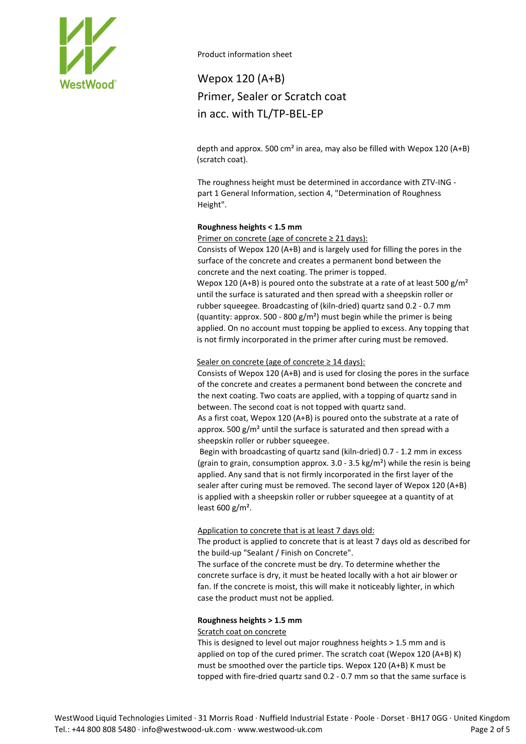depth and approx. 500 cm² in area, may also be filled with Wepox 120 (A+B) (scratch coat).

The roughness height must be determined in accordance with ZTV-ING - part 1 General Information, section 4, "Determination of Roughness Height".

**Roughness heights < 1.5 mm**

Primer on concrete (age of concrete ≥ 21 days):

Consists of Wepox 120 (A+B) and is largely used for filling the pores in the surface of the concrete and creates a permanent bond between the concrete and the next coating. The primer is topped.
Wepox 120 (A+B) is poured onto the substrate at a rate of at least 500 g/m² until the surface is saturated and then spread with a sheepskin roller or rubber squeegee. Broadcasting of (kiln-dried) quartz sand 0.2 - 0.7 mm (quantity: approx. 500 - 800 g/m²) must begin while the primer is being applied. On no account must topping be applied to excess. Any topping that is not firmly incorporated in the primer after curing must be removed.

Sealer on concrete (age of concrete ≥ 14 days):

Consists of Wepox 120 (A+B) and is used for closing the pores in the surface of the concrete and creates a permanent bond between the concrete and the next coating. Two coats are applied, with a topping of quartz sand in between. The second coat is not topped with quartz sand.
As a first coat, Wepox 120 (A+B) is poured onto the substrate at a rate of approx. 500 g/m² until the surface is saturated and then spread with a sheepskin roller or rubber squeegee.
Begin with broadcasting of quartz sand (kiln-dried) 0.7 - 1.2 mm in excess (grain to grain, consumption approx. 3.0 - 3.5 kg/m²) while the resin is being applied. Any sand that is not firmly incorporated in the first layer of the sealer after curing must be removed. The second layer of Wepox 120 (A+B) is applied with a sheepskin roller or rubber squeegee at a quantity of at least 600 g/m².

Application to concrete that is at least 7 days old:

The product is applied to concrete that is at least 7 days old as described for the build-up "Sealant / Finish on Concrete".
The surface of the concrete must be dry. To determine whether the concrete surface is dry, it must be heated locally with a hot air blower or fan. If the concrete is moist, this will make it noticeably lighter, in which case the product must not be applied.

**Roughness heights > 1.5 mm**

Scratch coat on concrete

This is designed to level out major roughness heights > 1.5 mm and is applied on top of the cured primer. The scratch coat (Wepox 120 (A+B) K) must be smoothed over the particle tips. Wepox 120 (A+B) K must be topped with fire-dried quartz sand 0.2 - 0.7 mm so that the same surface is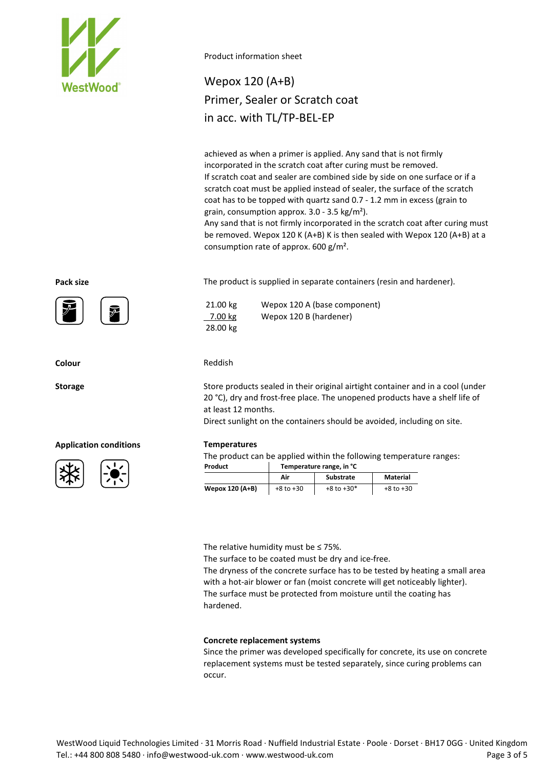Product information sheet

# Wepox 120 (A+B)
# Primer, Sealer or Scratch coat
# in acc. with TL/TP-BEL-EP

achieved as when a primer is applied. Any sand that is not firmly incorporated in the scratch coat after curing must be removed.
If scratch coat and sealer are combined side by side on one surface or if a scratch coat must be applied instead of sealer, the surface of the scratch coat has to be topped with quartz sand 0.7 - 1.2 mm in excess (grain to grain, consumption approx. 3.0 - 3.5 kg/m²).
Any sand that is not firmly incorporated in the scratch coat after curing must be removed. Wepox 120 K (A+B) K is then sealed with Wepox 120 (A+B) at a consumption rate of approx. 600 g/m².

**Pack size**

The product is supplied in separate containers (resin and hardener).

| | |
|---|---|
| 21.00 kg | Wepox 120 A (base component) |
| 7.00 kg | Wepox 120 B (hardener) |
| 28.00 kg | |

**Colour**

Reddish

**Storage**

Store products sealed in their original airtight container and in a cool (under 20 °C), dry and frost-free place. The unopened products have a shelf life of at least 12 months.
Direct sunlight on the containers should be avoided, including on site.

**Application conditions**

**Temperatures**

The product can be applied within the following temperature ranges:

| Product | Temperature range, in °C | | |
|---|---|---|---|
| | Air | Substrate | Material |
| Wepox 120 (A+B) | +8 to +30 | +8 to +30* | +8 to +30 |

The relative humidity must be ≤ 75%.
The surface to be coated must be dry and ice-free.
The dryness of the concrete surface has to be tested by heating a small area with a hot-air blower or fan (moist concrete will get noticeably lighter).
The surface must be protected from moisture until the coating has hardened.

**Concrete replacement systems**

Since the primer was developed specifically for concrete, its use on concrete replacement systems must be tested separately, since curing problems can occur.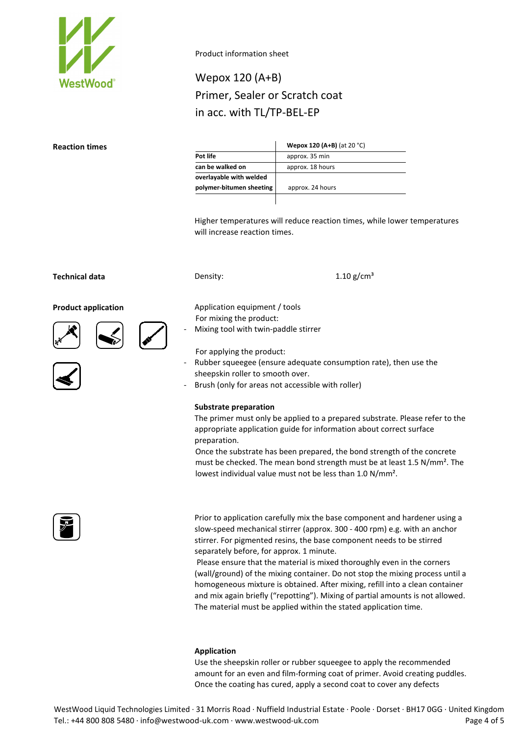Product information sheet

# Wepox 120 (A+B)
# Primer, Sealer or Scratch coat
# in acc. with TL/TP-BEL-EP

**Reaction times**

| | **Wepox 120 (A+B)** (at 20 °C) |
|---|---|
| **Pot life** | approx. 35 min |
| **can be walked on** | approx. 18 hours |
| **overlayable with welded polymer-bitumen sheeting** | approx. 24 hours |

Higher temperatures will reduce reaction times, while lower temperatures will increase reaction times.

**Technical data**

Density: 1.10 g/cm³

**Product application**

Application equipment / tools

For mixing the product:
- Mixing tool with twin-paddle stirrer

For applying the product:
- Rubber squeegee (ensure adequate consumption rate), then use the sheepskin roller to smooth over.
- Brush (only for areas not accessible with roller)

**Substrate preparation**

The primer must only be applied to a prepared substrate. Please refer to the appropriate application guide for information about correct surface preparation.
Once the substrate has been prepared, the bond strength of the concrete must be checked. The mean bond strength must be at least 1.5 N/mm². The lowest individual value must not be less than 1.0 N/mm².

Prior to application carefully mix the base component and hardener using a slow-speed mechanical stirrer (approx. 300 - 400 rpm) e.g. with an anchor stirrer. For pigmented resins, the base component needs to be stirred separately before, for approx. 1 minute.
Please ensure that the material is mixed thoroughly even in the corners (wall/ground) of the mixing container. Do not stop the mixing process until a homogeneous mixture is obtained. After mixing, refill into a clean container and mix again briefly ("repotting"). Mixing of partial amounts is not allowed. The material must be applied within the stated application time.

**Application**

Use the sheepskin roller or rubber squeegee to apply the recommended amount for an even and film-forming coat of primer. Avoid creating puddles. Once the coating has cured, apply a second coat to cover any defects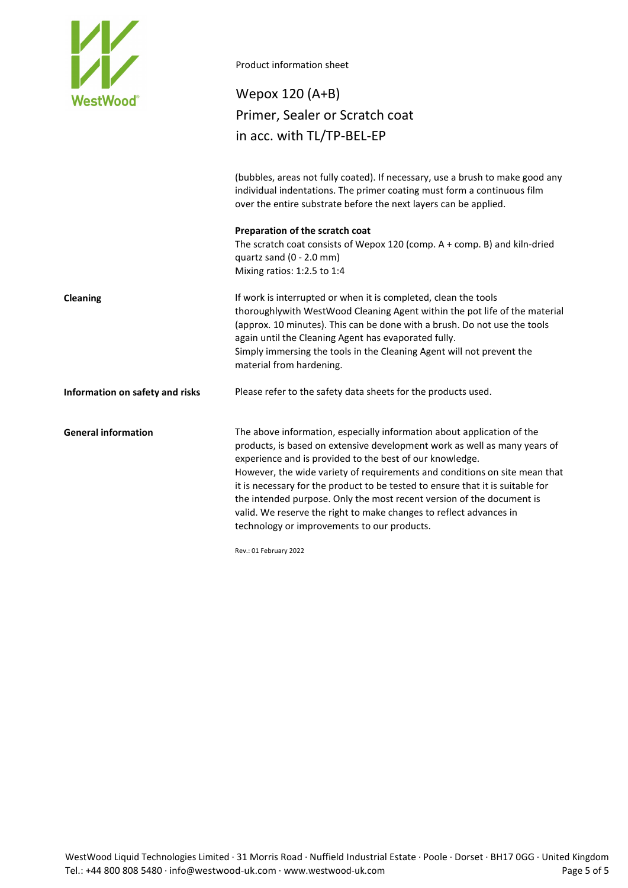Product information sheet

# Wepox 120 (A+B)
## Primer, Sealer or Scratch coat
## in acc. with TL/TP-BEL-EP

(bubbles, areas not fully coated). If necessary, use a brush to make good any individual indentations. The primer coating must form a continuous film over the entire substrate before the next layers can be applied.

**Preparation of the scratch coat**

The scratch coat consists of Wepox 120 (comp. A + comp. B) and kiln-dried quartz sand (0 - 2.0 mm)
Mixing ratios: 1:2.5 to 1:4

**Cleaning**

If work is interrupted or when it is completed, clean the tools thoroughlywith WestWood Cleaning Agent within the pot life of the material (approx. 10 minutes). This can be done with a brush. Do not use the tools again until the Cleaning Agent has evaporated fully.
Simply immersing the tools in the Cleaning Agent will not prevent the material from hardening.

**Information on safety and risks**

Please refer to the safety data sheets for the products used.

**General information**

The above information, especially information about application of the products, is based on extensive development work as well as many years of experience and is provided to the best of our knowledge.
However, the wide variety of requirements and conditions on site mean that it is necessary for the product to be tested to ensure that it is suitable for the intended purpose. Only the most recent version of the document is valid. We reserve the right to make changes to reflect advances in technology or improvements to our products.

Rev.: 01 February 2022

WestWood Liquid Technologies Limited · 31 Morris Road · Nuffield Industrial Estate · Poole · Dorset · BH17 0GG · United Kingdom
Tel.: +44 800 808 5480 · info@westwood-uk.com · www.westwood-uk.com